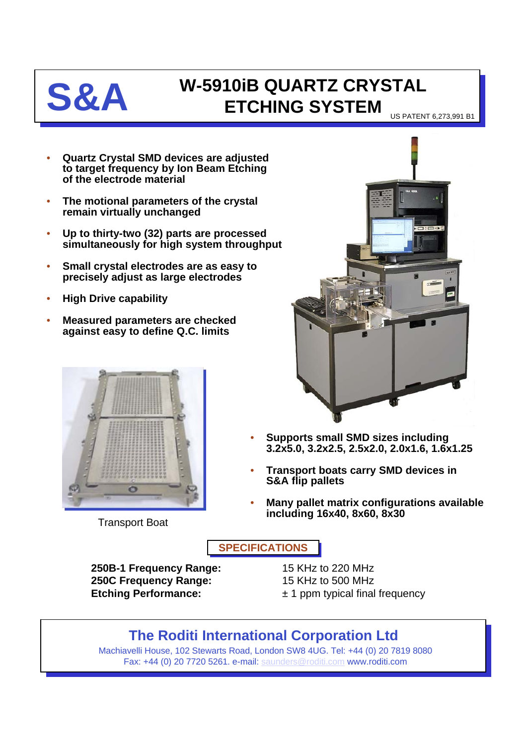# S&A

# W-5910iB QUARTZ CRYSTAL ETCHING SYSTEM

US PATENT 6,273,991 B1

- **Quartz Crystal SMD devices are adjusted to target frequency by Ion Beam Etching of the electrode material**
- **The motional parameters of the crystal remain virtually unchanged**
- **Up to thirty-two (32) parts are processed simultaneously for high system throughput**
- **Small crystal electrodes are as easy to precisely adjust as large electrodes**
- **High Drive capability**
- **Measured parameters are checked against easy to define Q.C. limits**

Transport Boat

- **Supports small SMD sizes including 3.2x5.0, 3.2x2.5, 2.5x2.0, 2.0x1.6, 1.6x1.25**
- **Transport boats carry SMD devices in S&A flip pallets**
- **Many pallet matrix configurations available including 16x40, 8x60, 8x30**

## SPECIFICATIONS

| | |
|---|---|
| **250B-1 Frequency Range:** | 15 KHz to 220 MHz |
| **250C Frequency Range:** | 15 KHz to 500 MHz |
| **Etching Performance:** | ± 1 ppm typical final frequency |

## The Roditi International Corporation Ltd

Machiavelli House, 102 Stewarts Road, London SW8 4UG. Tel: +44 (0) 20 7819 8080
Fax: +44 (0) 20 7720 5261. e-mail: saunders@roditi.com www.roditi.com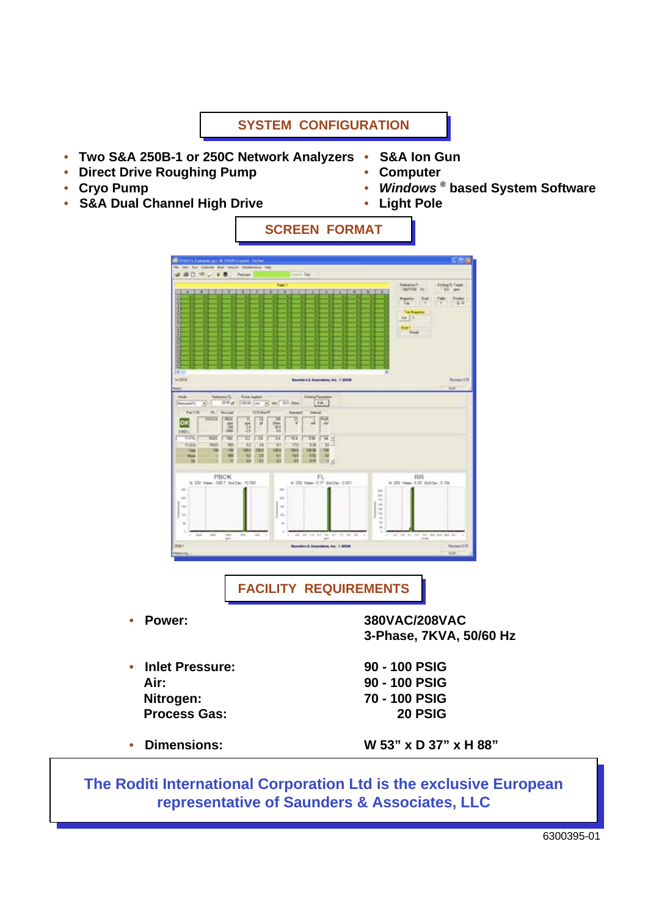## SYSTEM CONFIGURATION

- Two S&A 250B-1 or 250C Network Analyzers
- Direct Drive Roughing Pump
- Cryo Pump
- S&A Dual Channel High Drive
- S&A Ion Gun
- Computer
- *Windows* ® based System Software
- Light Pole

## SCREEN FORMAT

## FACILITY REQUIREMENTS

- **Power:** 380VAC/208VAC 3-Phase, 7KVA, 50/60 Hz
- **Inlet Pressure:** 90 - 100 PSIG
  - **Air:** 90 - 100 PSIG
  - **Nitrogen:** 70 - 100 PSIG
  - **Process Gas:** 20 PSIG
- **Dimensions:** W 53" x D 37" x H 88"

**The Roditi International Corporation Ltd is the exclusive European representative of Saunders & Associates, LLC**

6300395-01